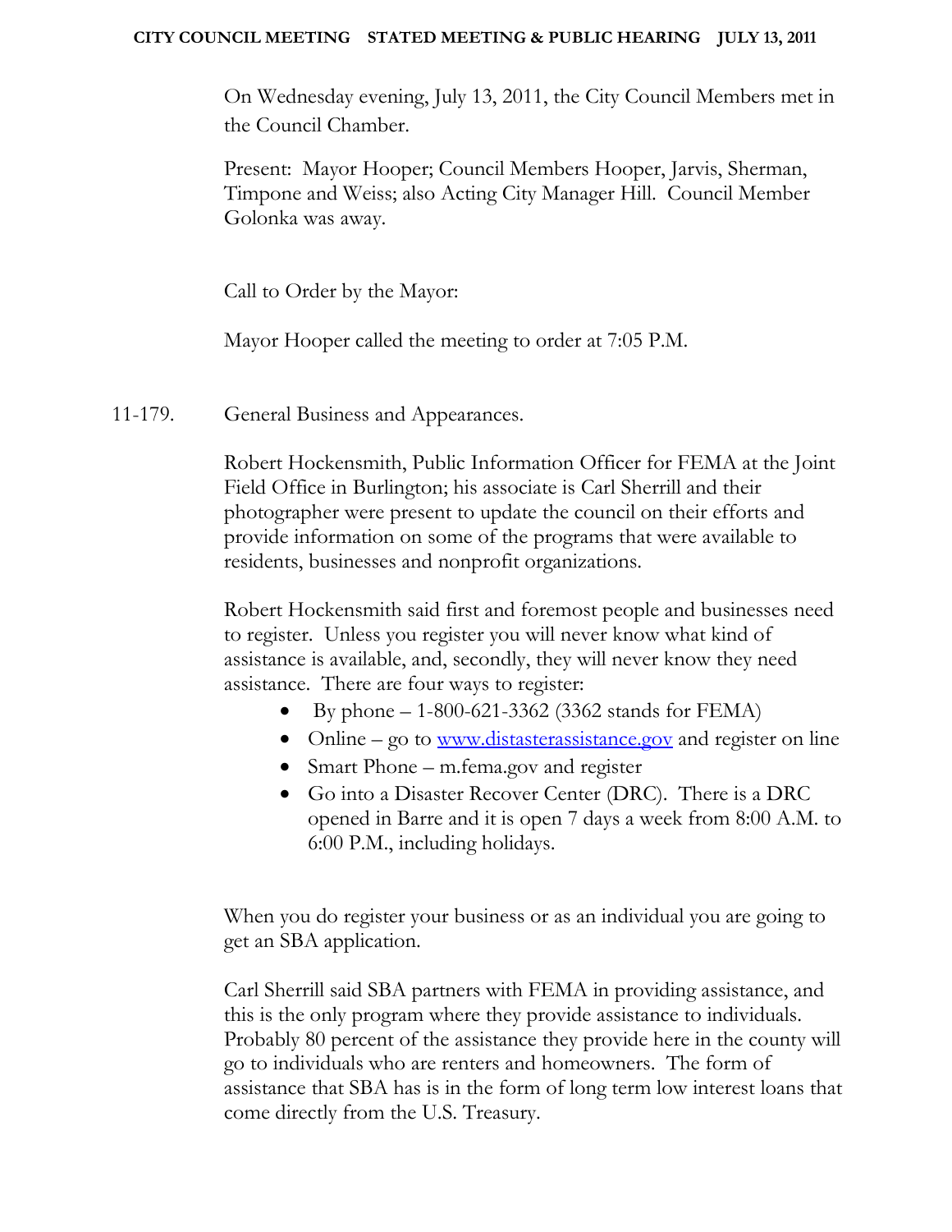On Wednesday evening, July 13, 2011, the City Council Members met in the Council Chamber.

Present: Mayor Hooper; Council Members Hooper, Jarvis, Sherman, Timpone and Weiss; also Acting City Manager Hill. Council Member Golonka was away.

Call to Order by the Mayor:

Mayor Hooper called the meeting to order at 7:05 P.M.

11-179. General Business and Appearances.

Robert Hockensmith, Public Information Officer for FEMA at the Joint Field Office in Burlington; his associate is Carl Sherrill and their photographer were present to update the council on their efforts and provide information on some of the programs that were available to residents, businesses and nonprofit organizations.

Robert Hockensmith said first and foremost people and businesses need to register. Unless you register you will never know what kind of assistance is available, and, secondly, they will never know they need assistance. There are four ways to register:

- By phone – 1-800-621-3362 (3362 stands for FEMA)
- Online – go to www.distasterassistance.gov and register on line
- Smart Phone – m.fema.gov and register
- Go into a Disaster Recover Center (DRC). There is a DRC opened in Barre and it is open 7 days a week from 8:00 A.M. to 6:00 P.M., including holidays.

When you do register your business or as an individual you are going to get an SBA application.

Carl Sherrill said SBA partners with FEMA in providing assistance, and this is the only program where they provide assistance to individuals. Probably 80 percent of the assistance they provide here in the county will go to individuals who are renters and homeowners. The form of assistance that SBA has is in the form of long term low interest loans that come directly from the U.S. Treasury.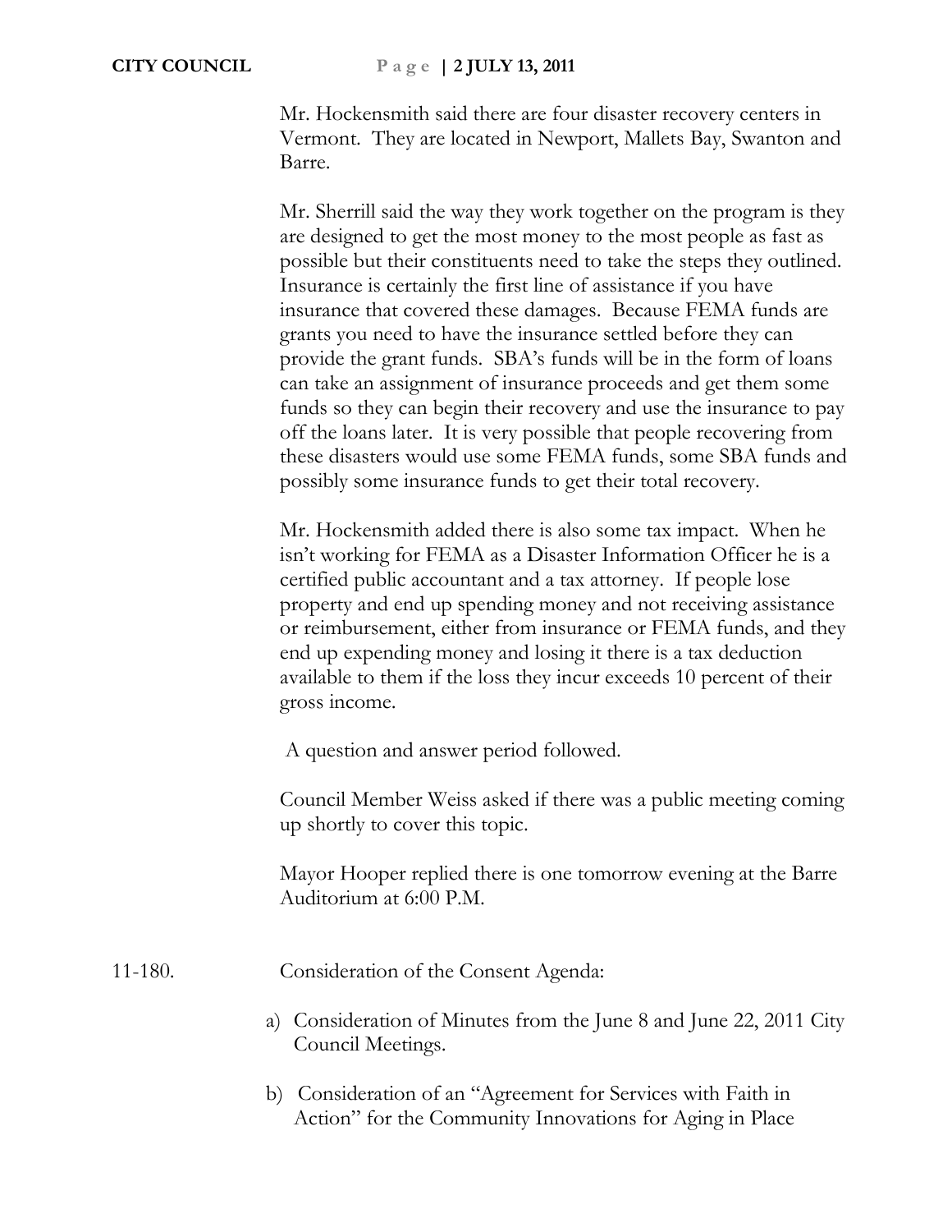Mr. Hockensmith said there are four disaster recovery centers in Vermont. They are located in Newport, Mallets Bay, Swanton and Barre.

Mr. Sherrill said the way they work together on the program is they are designed to get the most money to the most people as fast as possible but their constituents need to take the steps they outlined. Insurance is certainly the first line of assistance if you have insurance that covered these damages. Because FEMA funds are grants you need to have the insurance settled before they can provide the grant funds. SBA's funds will be in the form of loans can take an assignment of insurance proceeds and get them some funds so they can begin their recovery and use the insurance to pay off the loans later. It is very possible that people recovering from these disasters would use some FEMA funds, some SBA funds and possibly some insurance funds to get their total recovery.

Mr. Hockensmith added there is also some tax impact. When he isn't working for FEMA as a Disaster Information Officer he is a certified public accountant and a tax attorney. If people lose property and end up spending money and not receiving assistance or reimbursement, either from insurance or FEMA funds, and they end up expending money and losing it there is a tax deduction available to them if the loss they incur exceeds 10 percent of their gross income.

A question and answer period followed.

Council Member Weiss asked if there was a public meeting coming up shortly to cover this topic.

Mayor Hooper replied there is one tomorrow evening at the Barre Auditorium at 6:00 P.M.

11-180. Consideration of the Consent Agenda:

a) Consideration of Minutes from the June 8 and June 22, 2011 City Council Meetings.

b) Consideration of an "Agreement for Services with Faith in Action" for the Community Innovations for Aging in Place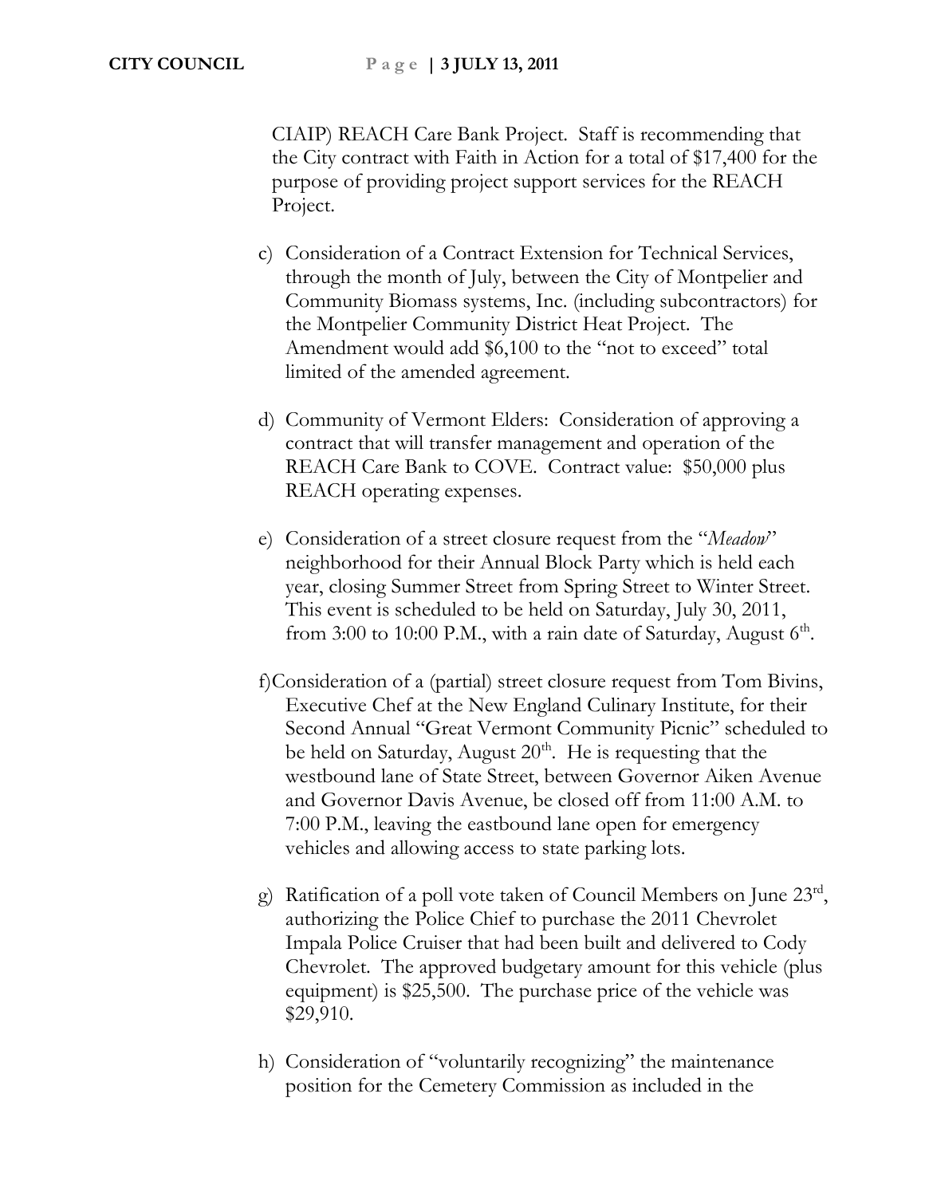CIAIP) REACH Care Bank Project. Staff is recommending that the City contract with Faith in Action for a total of $17,400 for the purpose of providing project support services for the REACH Project.

c) Consideration of a Contract Extension for Technical Services, through the month of July, between the City of Montpelier and Community Biomass systems, Inc. (including subcontractors) for the Montpelier Community District Heat Project. The Amendment would add $6,100 to the "not to exceed" total limited of the amended agreement.

d) Community of Vermont Elders: Consideration of approving a contract that will transfer management and operation of the REACH Care Bank to COVE. Contract value: $50,000 plus REACH operating expenses.

e) Consideration of a street closure request from the "*Meadow*" neighborhood for their Annual Block Party which is held each year, closing Summer Street from Spring Street to Winter Street. This event is scheduled to be held on Saturday, July 30, 2011, from 3:00 to 10:00 P.M., with a rain date of Saturday, August 6th.

f) Consideration of a (partial) street closure request from Tom Bivins, Executive Chef at the New England Culinary Institute, for their Second Annual "Great Vermont Community Picnic" scheduled to be held on Saturday, August 20th. He is requesting that the westbound lane of State Street, between Governor Aiken Avenue and Governor Davis Avenue, be closed off from 11:00 A.M. to 7:00 P.M., leaving the eastbound lane open for emergency vehicles and allowing access to state parking lots.

g) Ratification of a poll vote taken of Council Members on June 23rd, authorizing the Police Chief to purchase the 2011 Chevrolet Impala Police Cruiser that had been built and delivered to Cody Chevrolet. The approved budgetary amount for this vehicle (plus equipment) is $25,500. The purchase price of the vehicle was $29,910.

h) Consideration of "voluntarily recognizing" the maintenance position for the Cemetery Commission as included in the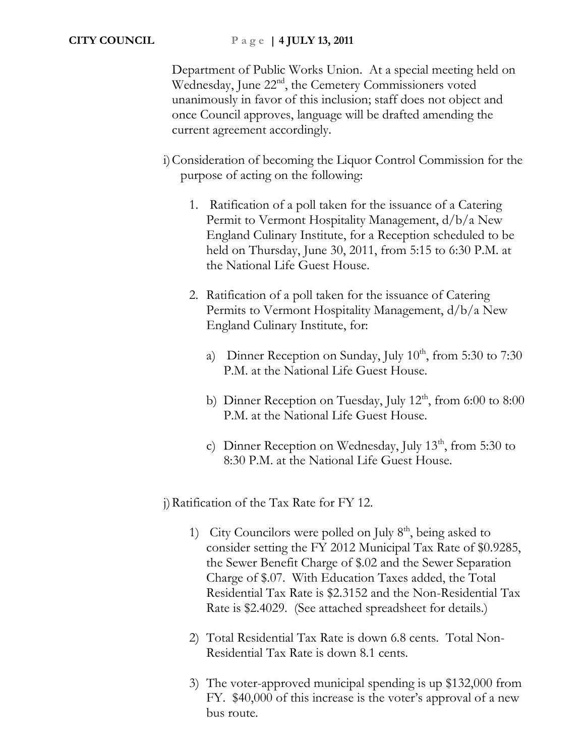Department of Public Works Union. At a special meeting held on Wednesday, June 22nd, the Cemetery Commissioners voted unanimously in favor of this inclusion; staff does not object and once Council approves, language will be drafted amending the current agreement accordingly.

i) Consideration of becoming the Liquor Control Commission for the purpose of acting on the following:

   1. Ratification of a poll taken for the issuance of a Catering Permit to Vermont Hospitality Management, d/b/a New England Culinary Institute, for a Reception scheduled to be held on Thursday, June 30, 2011, from 5:15 to 6:30 P.M. at the National Life Guest House.

   2. Ratification of a poll taken for the issuance of Catering Permits to Vermont Hospitality Management, d/b/a New England Culinary Institute, for:

      a) Dinner Reception on Sunday, July 10th, from 5:30 to 7:30 P.M. at the National Life Guest House.

      b) Dinner Reception on Tuesday, July 12th, from 6:00 to 8:00 P.M. at the National Life Guest House.

      c) Dinner Reception on Wednesday, July 13th, from 5:30 to 8:30 P.M. at the National Life Guest House.

j) Ratification of the Tax Rate for FY 12.

   1) City Councilors were polled on July 8th, being asked to consider setting the FY 2012 Municipal Tax Rate of $0.9285, the Sewer Benefit Charge of $.02 and the Sewer Separation Charge of $.07. With Education Taxes added, the Total Residential Tax Rate is $2.3152 and the Non-Residential Tax Rate is $2.4029. (See attached spreadsheet for details.)

   2) Total Residential Tax Rate is down 6.8 cents. Total Non-Residential Tax Rate is down 8.1 cents.

   3) The voter-approved municipal spending is up $132,000 from FY. $40,000 of this increase is the voter's approval of a new bus route.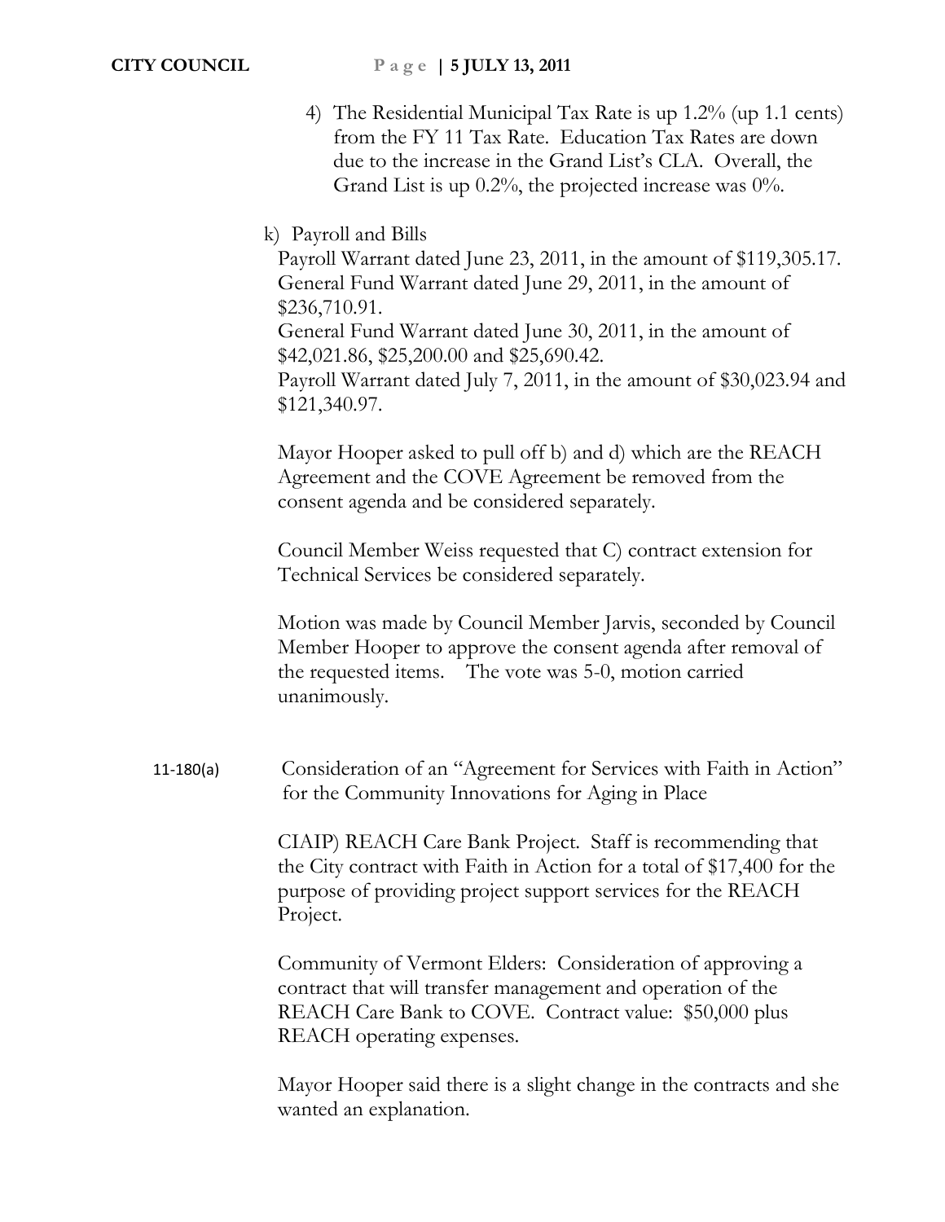4) The Residential Municipal Tax Rate is up 1.2% (up 1.1 cents) from the FY 11 Tax Rate. Education Tax Rates are down due to the increase in the Grand List's CLA. Overall, the Grand List is up 0.2%, the projected increase was 0%.

k) Payroll and Bills

Payroll Warrant dated June 23, 2011, in the amount of $119,305.17.
General Fund Warrant dated June 29, 2011, in the amount of $236,710.91.
General Fund Warrant dated June 30, 2011, in the amount of $42,021.86, $25,200.00 and $25,690.42.
Payroll Warrant dated July 7, 2011, in the amount of $30,023.94 and $121,340.97.

Mayor Hooper asked to pull off b) and d) which are the REACH Agreement and the COVE Agreement be removed from the consent agenda and be considered separately.

Council Member Weiss requested that C) contract extension for Technical Services be considered separately.

Motion was made by Council Member Jarvis, seconded by Council Member Hooper to approve the consent agenda after removal of the requested items. The vote was 5-0, motion carried unanimously.

11-180(a) Consideration of an "Agreement for Services with Faith in Action" for the Community Innovations for Aging in Place

CIAIP) REACH Care Bank Project. Staff is recommending that the City contract with Faith in Action for a total of $17,400 for the purpose of providing project support services for the REACH Project.

Community of Vermont Elders: Consideration of approving a contract that will transfer management and operation of the REACH Care Bank to COVE. Contract value: $50,000 plus REACH operating expenses.

Mayor Hooper said there is a slight change in the contracts and she wanted an explanation.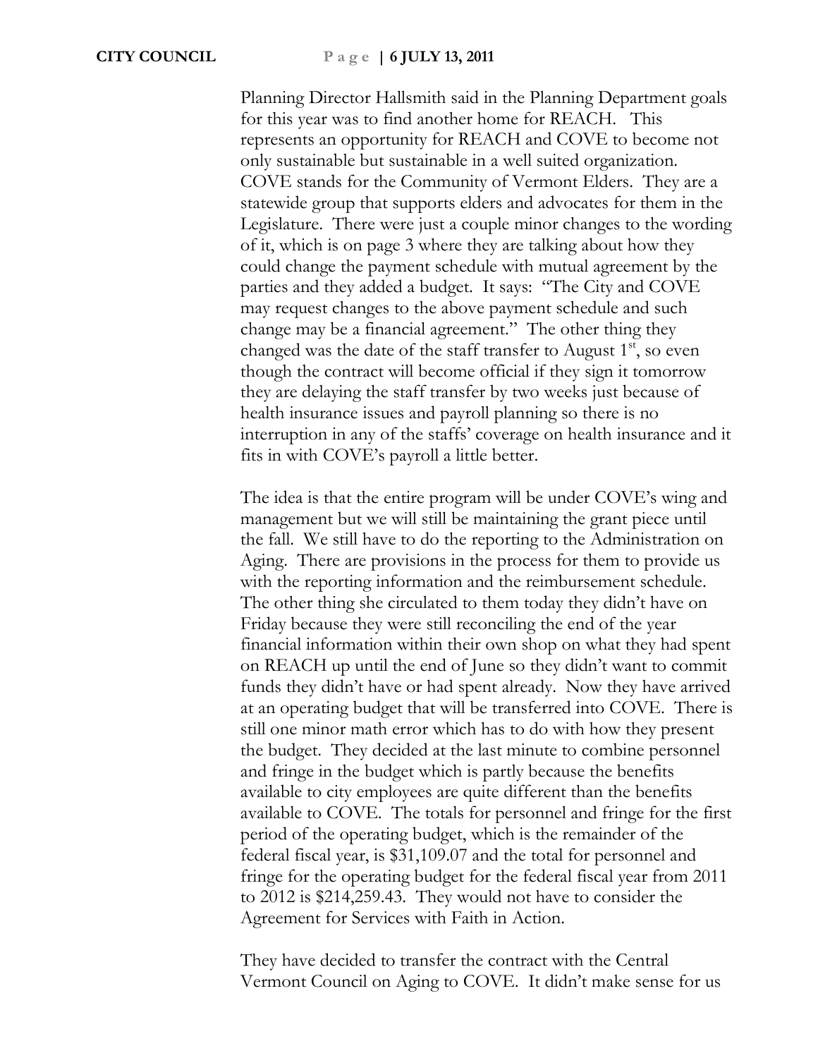Planning Director Hallsmith said in the Planning Department goals for this year was to find another home for REACH. This represents an opportunity for REACH and COVE to become not only sustainable but sustainable in a well suited organization. COVE stands for the Community of Vermont Elders. They are a statewide group that supports elders and advocates for them in the Legislature. There were just a couple minor changes to the wording of it, which is on page 3 where they are talking about how they could change the payment schedule with mutual agreement by the parties and they added a budget. It says: "The City and COVE may request changes to the above payment schedule and such change may be a financial agreement." The other thing they changed was the date of the staff transfer to August 1st, so even though the contract will become official if they sign it tomorrow they are delaying the staff transfer by two weeks just because of health insurance issues and payroll planning so there is no interruption in any of the staffs' coverage on health insurance and it fits in with COVE's payroll a little better.

The idea is that the entire program will be under COVE's wing and management but we will still be maintaining the grant piece until the fall. We still have to do the reporting to the Administration on Aging. There are provisions in the process for them to provide us with the reporting information and the reimbursement schedule. The other thing she circulated to them today they didn't have on Friday because they were still reconciling the end of the year financial information within their own shop on what they had spent on REACH up until the end of June so they didn't want to commit funds they didn't have or had spent already. Now they have arrived at an operating budget that will be transferred into COVE. There is still one minor math error which has to do with how they present the budget. They decided at the last minute to combine personnel and fringe in the budget which is partly because the benefits available to city employees are quite different than the benefits available to COVE. The totals for personnel and fringe for the first period of the operating budget, which is the remainder of the federal fiscal year, is $31,109.07 and the total for personnel and fringe for the operating budget for the federal fiscal year from 2011 to 2012 is $214,259.43. They would not have to consider the Agreement for Services with Faith in Action.

They have decided to transfer the contract with the Central Vermont Council on Aging to COVE. It didn't make sense for us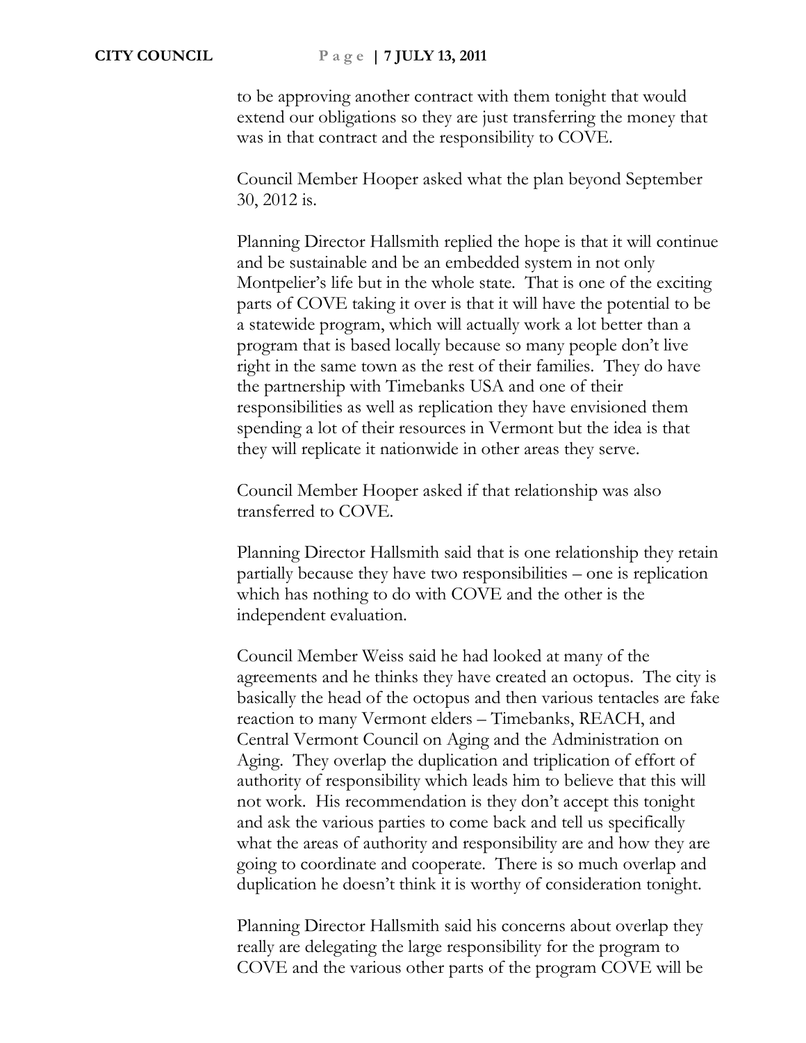to be approving another contract with them tonight that would extend our obligations so they are just transferring the money that was in that contract and the responsibility to COVE.

Council Member Hooper asked what the plan beyond September 30, 2012 is.

Planning Director Hallsmith replied the hope is that it will continue and be sustainable and be an embedded system in not only Montpelier's life but in the whole state. That is one of the exciting parts of COVE taking it over is that it will have the potential to be a statewide program, which will actually work a lot better than a program that is based locally because so many people don't live right in the same town as the rest of their families. They do have the partnership with Timebanks USA and one of their responsibilities as well as replication they have envisioned them spending a lot of their resources in Vermont but the idea is that they will replicate it nationwide in other areas they serve.

Council Member Hooper asked if that relationship was also transferred to COVE.

Planning Director Hallsmith said that is one relationship they retain partially because they have two responsibilities – one is replication which has nothing to do with COVE and the other is the independent evaluation.

Council Member Weiss said he had looked at many of the agreements and he thinks they have created an octopus. The city is basically the head of the octopus and then various tentacles are fake reaction to many Vermont elders – Timebanks, REACH, and Central Vermont Council on Aging and the Administration on Aging. They overlap the duplication and triplication of effort of authority of responsibility which leads him to believe that this will not work. His recommendation is they don't accept this tonight and ask the various parties to come back and tell us specifically what the areas of authority and responsibility are and how they are going to coordinate and cooperate. There is so much overlap and duplication he doesn't think it is worthy of consideration tonight.

Planning Director Hallsmith said his concerns about overlap they really are delegating the large responsibility for the program to COVE and the various other parts of the program COVE will be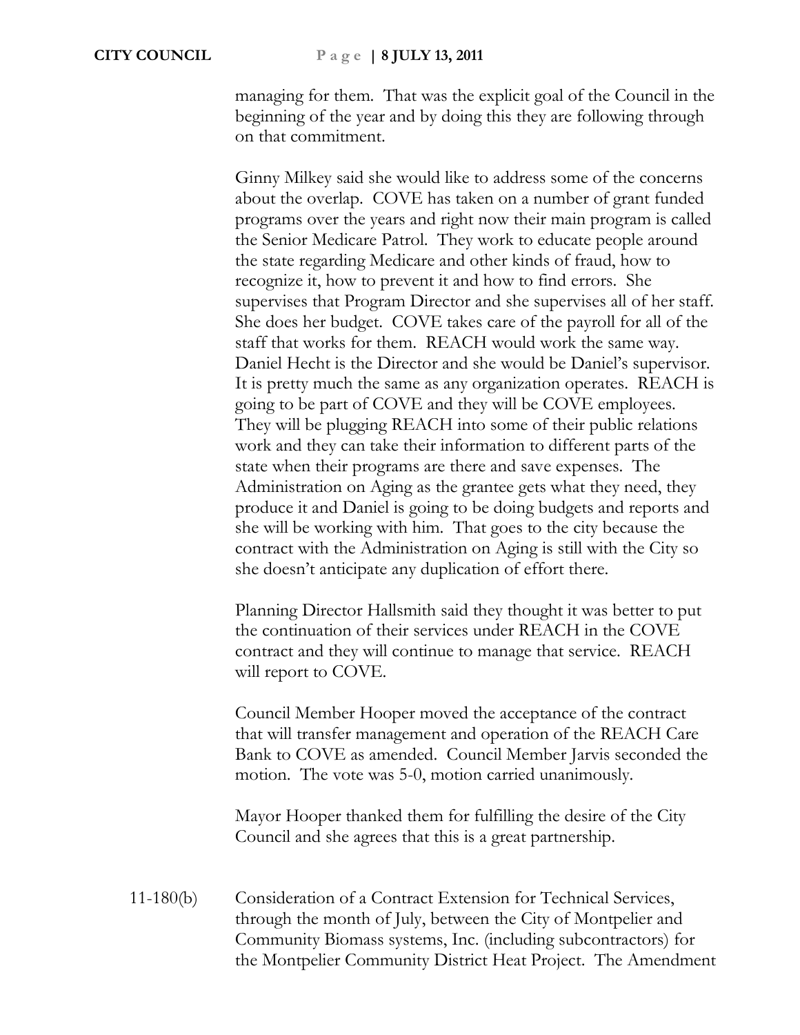managing for them. That was the explicit goal of the Council in the beginning of the year and by doing this they are following through on that commitment.

Ginny Milkey said she would like to address some of the concerns about the overlap. COVE has taken on a number of grant funded programs over the years and right now their main program is called the Senior Medicare Patrol. They work to educate people around the state regarding Medicare and other kinds of fraud, how to recognize it, how to prevent it and how to find errors. She supervises that Program Director and she supervises all of her staff. She does her budget. COVE takes care of the payroll for all of the staff that works for them. REACH would work the same way. Daniel Hecht is the Director and she would be Daniel's supervisor. It is pretty much the same as any organization operates. REACH is going to be part of COVE and they will be COVE employees. They will be plugging REACH into some of their public relations work and they can take their information to different parts of the state when their programs are there and save expenses. The Administration on Aging as the grantee gets what they need, they produce it and Daniel is going to be doing budgets and reports and she will be working with him. That goes to the city because the contract with the Administration on Aging is still with the City so she doesn't anticipate any duplication of effort there.

Planning Director Hallsmith said they thought it was better to put the continuation of their services under REACH in the COVE contract and they will continue to manage that service. REACH will report to COVE.

Council Member Hooper moved the acceptance of the contract that will transfer management and operation of the REACH Care Bank to COVE as amended. Council Member Jarvis seconded the motion. The vote was 5-0, motion carried unanimously.

Mayor Hooper thanked them for fulfilling the desire of the City Council and she agrees that this is a great partnership.

11-180(b) Consideration of a Contract Extension for Technical Services, through the month of July, between the City of Montpelier and Community Biomass systems, Inc. (including subcontractors) for the Montpelier Community District Heat Project. The Amendment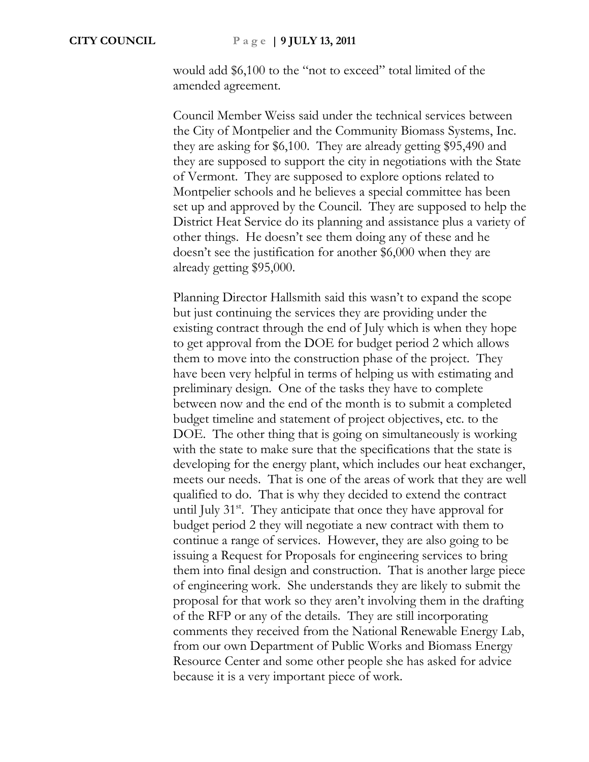would add $6,100 to the "not to exceed" total limited of the amended agreement.

Council Member Weiss said under the technical services between the City of Montpelier and the Community Biomass Systems, Inc. they are asking for $6,100. They are already getting $95,490 and they are supposed to support the city in negotiations with the State of Vermont. They are supposed to explore options related to Montpelier schools and he believes a special committee has been set up and approved by the Council. They are supposed to help the District Heat Service do its planning and assistance plus a variety of other things. He doesn't see them doing any of these and he doesn't see the justification for another $6,000 when they are already getting $95,000.

Planning Director Hallsmith said this wasn't to expand the scope but just continuing the services they are providing under the existing contract through the end of July which is when they hope to get approval from the DOE for budget period 2 which allows them to move into the construction phase of the project. They have been very helpful in terms of helping us with estimating and preliminary design. One of the tasks they have to complete between now and the end of the month is to submit a completed budget timeline and statement of project objectives, etc. to the DOE. The other thing that is going on simultaneously is working with the state to make sure that the specifications that the state is developing for the energy plant, which includes our heat exchanger, meets our needs. That is one of the areas of work that they are well qualified to do. That is why they decided to extend the contract until July 31st. They anticipate that once they have approval for budget period 2 they will negotiate a new contract with them to continue a range of services. However, they are also going to be issuing a Request for Proposals for engineering services to bring them into final design and construction. That is another large piece of engineering work. She understands they are likely to submit the proposal for that work so they aren't involving them in the drafting of the RFP or any of the details. They are still incorporating comments they received from the National Renewable Energy Lab, from our own Department of Public Works and Biomass Energy Resource Center and some other people she has asked for advice because it is a very important piece of work.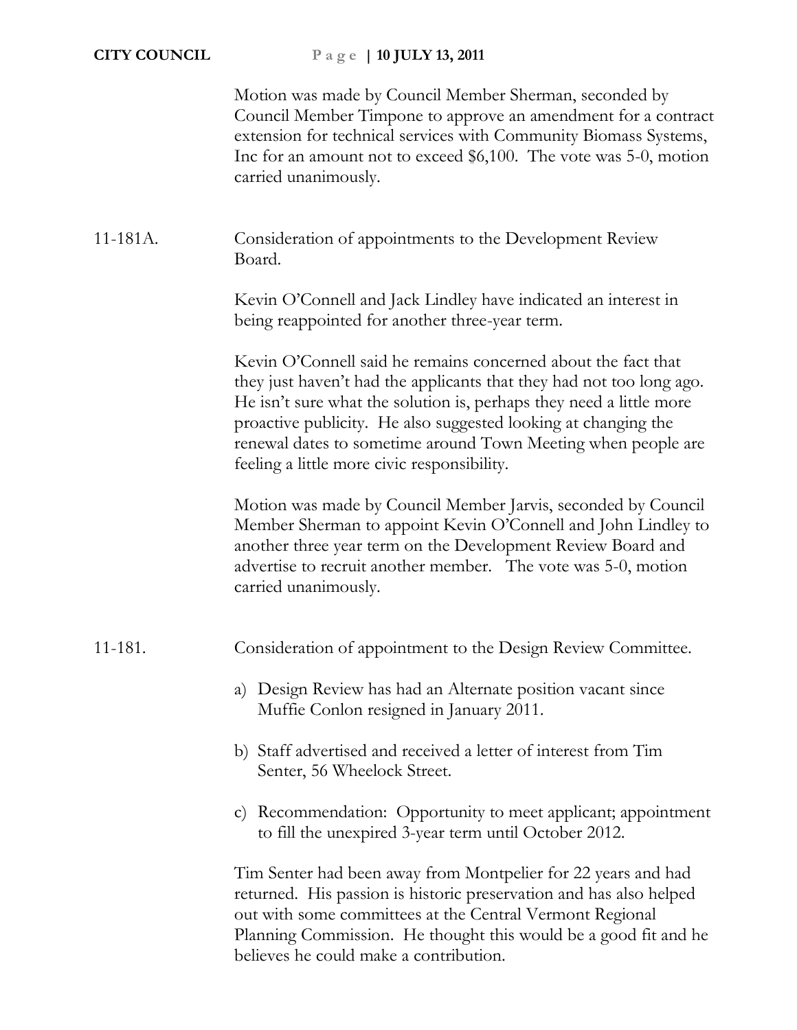Motion was made by Council Member Sherman, seconded by Council Member Timpone to approve an amendment for a contract extension for technical services with Community Biomass Systems, Inc for an amount not to exceed $6,100. The vote was 5-0, motion carried unanimously.

11-181A. Consideration of appointments to the Development Review Board.

Kevin O'Connell and Jack Lindley have indicated an interest in being reappointed for another three-year term.

Kevin O'Connell said he remains concerned about the fact that they just haven't had the applicants that they had not too long ago. He isn't sure what the solution is, perhaps they need a little more proactive publicity. He also suggested looking at changing the renewal dates to sometime around Town Meeting when people are feeling a little more civic responsibility.

Motion was made by Council Member Jarvis, seconded by Council Member Sherman to appoint Kevin O'Connell and John Lindley to another three year term on the Development Review Board and advertise to recruit another member. The vote was 5-0, motion carried unanimously.

11-181. Consideration of appointment to the Design Review Committee.

a) Design Review has had an Alternate position vacant since Muffie Conlon resigned in January 2011.

b) Staff advertised and received a letter of interest from Tim Senter, 56 Wheelock Street.

c) Recommendation: Opportunity to meet applicant; appointment to fill the unexpired 3-year term until October 2012.

Tim Senter had been away from Montpelier for 22 years and had returned. His passion is historic preservation and has also helped out with some committees at the Central Vermont Regional Planning Commission. He thought this would be a good fit and he believes he could make a contribution.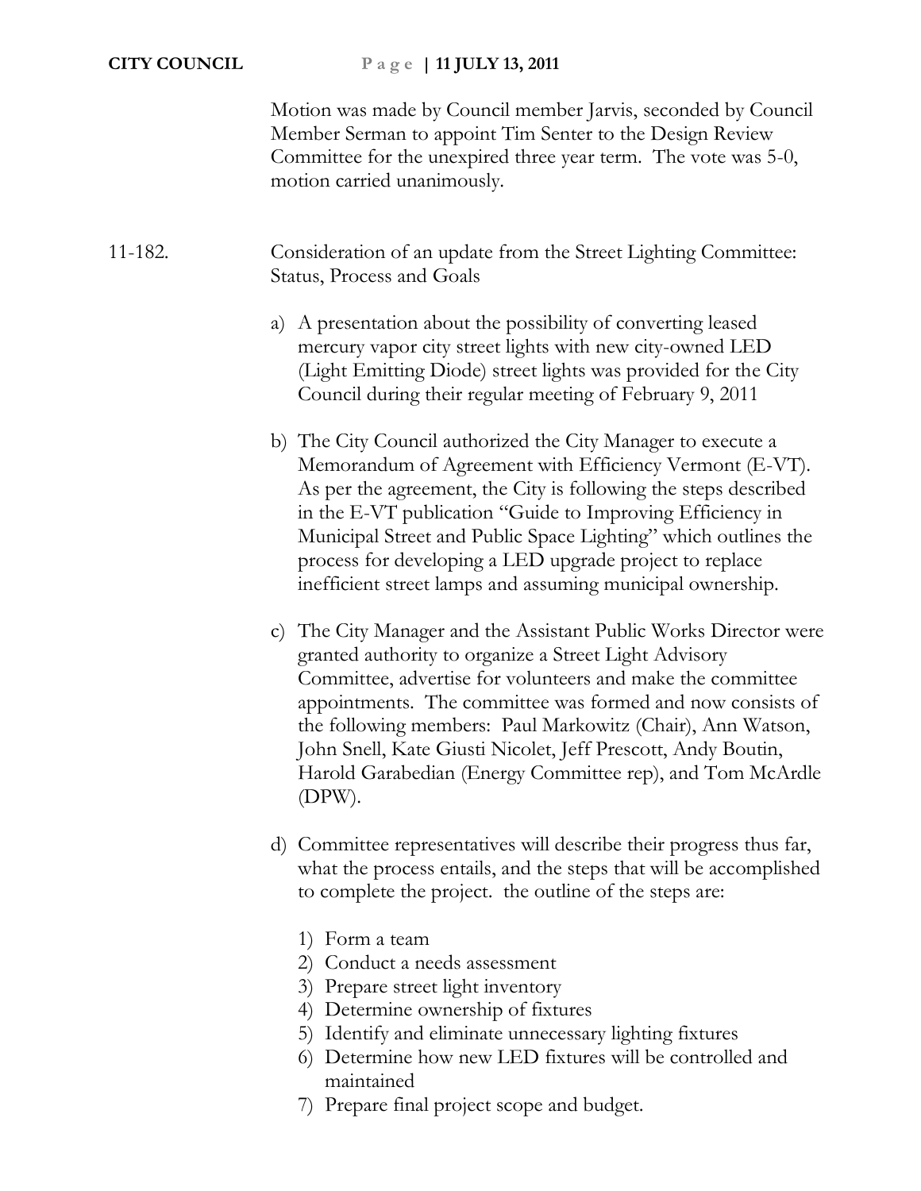Motion was made by Council member Jarvis, seconded by Council Member Serman to appoint Tim Senter to the Design Review Committee for the unexpired three year term. The vote was 5-0, motion carried unanimously.

11-182. Consideration of an update from the Street Lighting Committee: Status, Process and Goals

a) A presentation about the possibility of converting leased mercury vapor city street lights with new city-owned LED (Light Emitting Diode) street lights was provided for the City Council during their regular meeting of February 9, 2011

b) The City Council authorized the City Manager to execute a Memorandum of Agreement with Efficiency Vermont (E-VT). As per the agreement, the City is following the steps described in the E-VT publication "Guide to Improving Efficiency in Municipal Street and Public Space Lighting" which outlines the process for developing a LED upgrade project to replace inefficient street lamps and assuming municipal ownership.

c) The City Manager and the Assistant Public Works Director were granted authority to organize a Street Light Advisory Committee, advertise for volunteers and make the committee appointments. The committee was formed and now consists of the following members: Paul Markowitz (Chair), Ann Watson, John Snell, Kate Giusti Nicolet, Jeff Prescott, Andy Boutin, Harold Garabedian (Energy Committee rep), and Tom McArdle (DPW).

d) Committee representatives will describe their progress thus far, what the process entails, and the steps that will be accomplished to complete the project. the outline of the steps are:

1) Form a team
2) Conduct a needs assessment
3) Prepare street light inventory
4) Determine ownership of fixtures
5) Identify and eliminate unnecessary lighting fixtures
6) Determine how new LED fixtures will be controlled and maintained
7) Prepare final project scope and budget.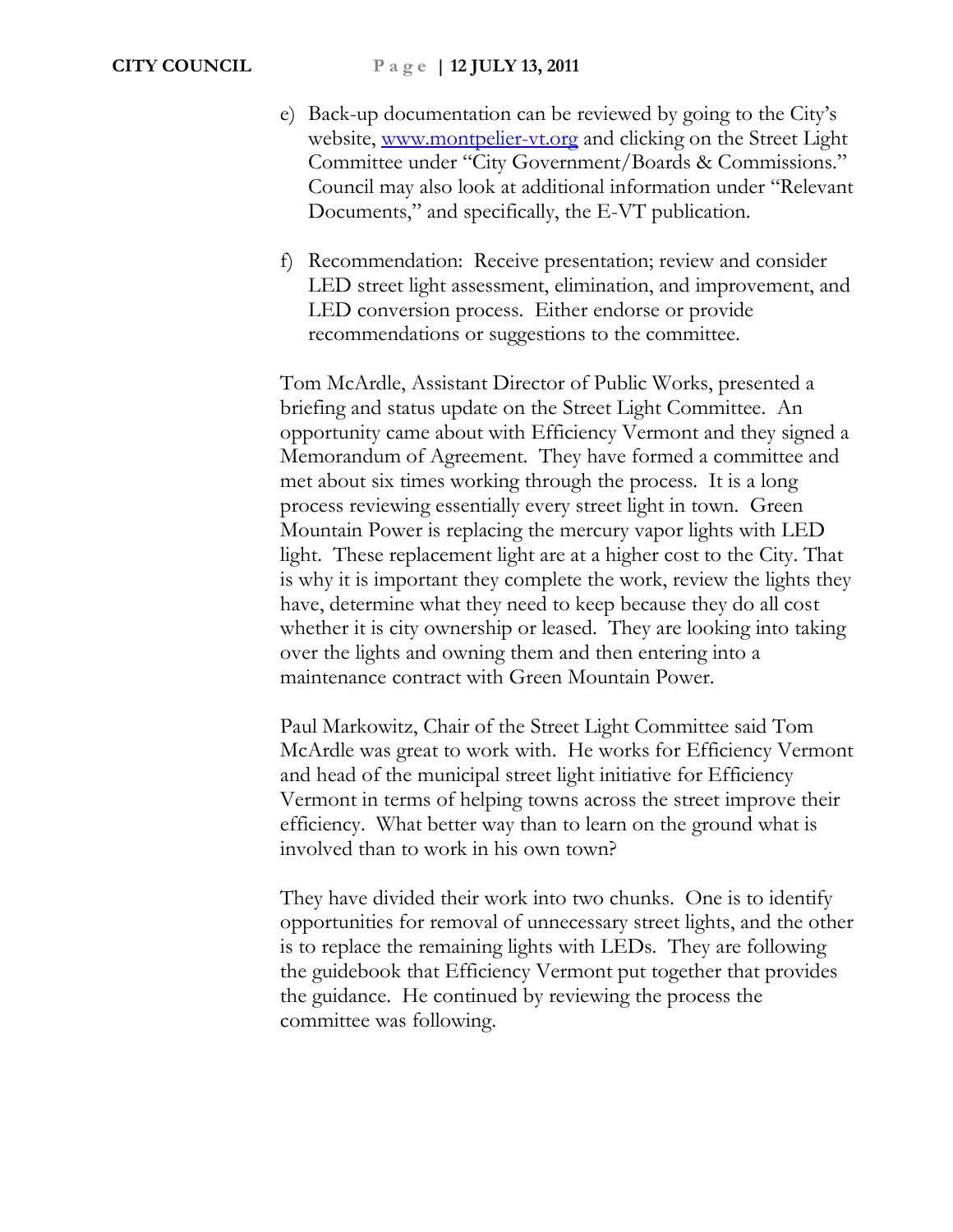e) Back-up documentation can be reviewed by going to the City's website, [www.montpelier-vt.org](http://www.montpelier-vt.org) and clicking on the Street Light Committee under "City Government/Boards & Commissions." Council may also look at additional information under "Relevant Documents," and specifically, the E-VT publication.

f) Recommendation: Receive presentation; review and consider LED street light assessment, elimination, and improvement, and LED conversion process. Either endorse or provide recommendations or suggestions to the committee.

Tom McArdle, Assistant Director of Public Works, presented a briefing and status update on the Street Light Committee. An opportunity came about with Efficiency Vermont and they signed a Memorandum of Agreement. They have formed a committee and met about six times working through the process. It is a long process reviewing essentially every street light in town. Green Mountain Power is replacing the mercury vapor lights with LED light. These replacement light are at a higher cost to the City. That is why it is important they complete the work, review the lights they have, determine what they need to keep because they do all cost whether it is city ownership or leased. They are looking into taking over the lights and owning them and then entering into a maintenance contract with Green Mountain Power.

Paul Markowitz, Chair of the Street Light Committee said Tom McArdle was great to work with. He works for Efficiency Vermont and head of the municipal street light initiative for Efficiency Vermont in terms of helping towns across the street improve their efficiency. What better way than to learn on the ground what is involved than to work in his own town?

They have divided their work into two chunks. One is to identify opportunities for removal of unnecessary street lights, and the other is to replace the remaining lights with LEDs. They are following the guidebook that Efficiency Vermont put together that provides the guidance. He continued by reviewing the process the committee was following.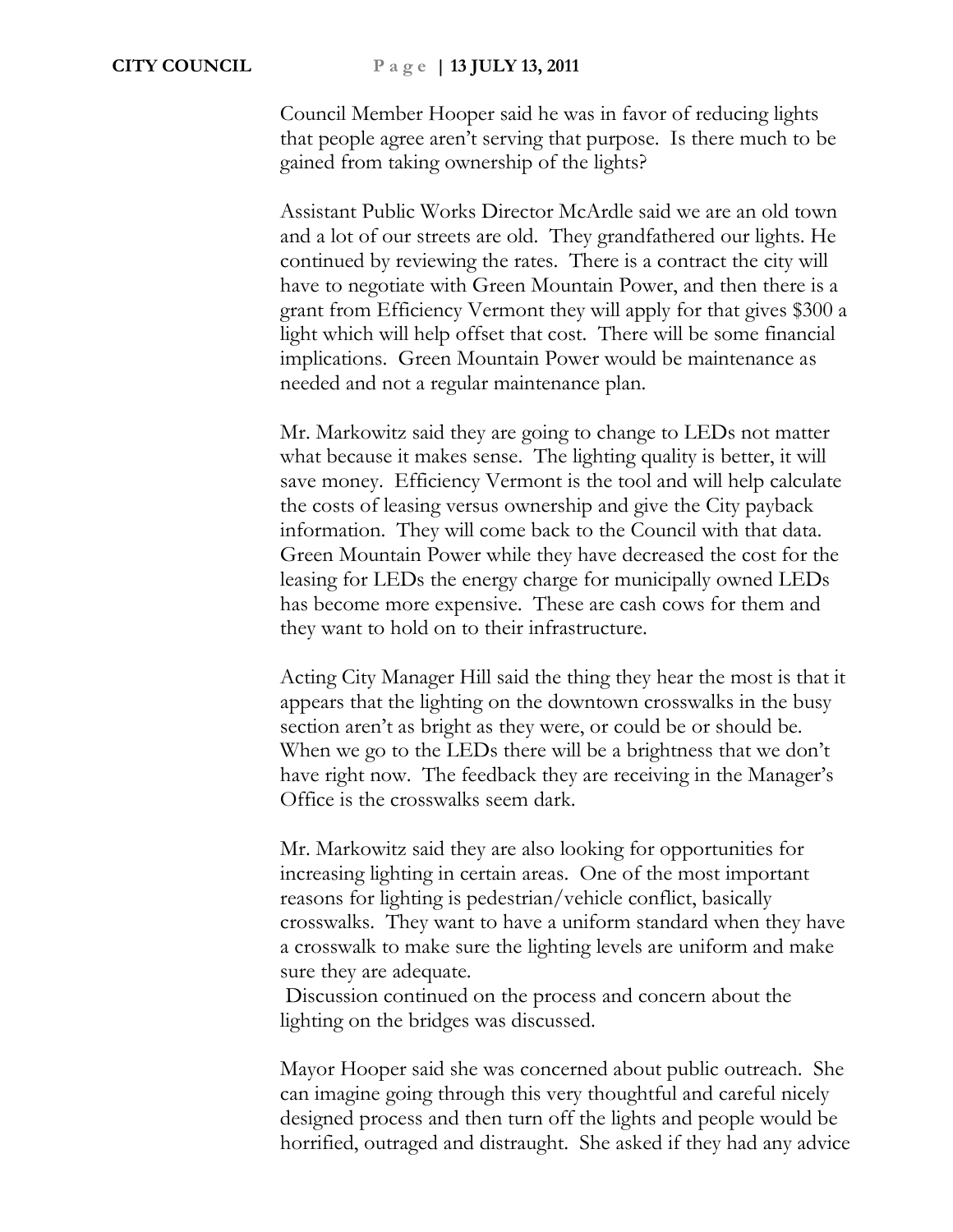Council Member Hooper said he was in favor of reducing lights that people agree aren't serving that purpose. Is there much to be gained from taking ownership of the lights?

Assistant Public Works Director McArdle said we are an old town and a lot of our streets are old. They grandfathered our lights. He continued by reviewing the rates. There is a contract the city will have to negotiate with Green Mountain Power, and then there is a grant from Efficiency Vermont they will apply for that gives $300 a light which will help offset that cost. There will be some financial implications. Green Mountain Power would be maintenance as needed and not a regular maintenance plan.

Mr. Markowitz said they are going to change to LEDs not matter what because it makes sense. The lighting quality is better, it will save money. Efficiency Vermont is the tool and will help calculate the costs of leasing versus ownership and give the City payback information. They will come back to the Council with that data. Green Mountain Power while they have decreased the cost for the leasing for LEDs the energy charge for municipally owned LEDs has become more expensive. These are cash cows for them and they want to hold on to their infrastructure.

Acting City Manager Hill said the thing they hear the most is that it appears that the lighting on the downtown crosswalks in the busy section aren't as bright as they were, or could be or should be. When we go to the LEDs there will be a brightness that we don't have right now. The feedback they are receiving in the Manager's Office is the crosswalks seem dark.

Mr. Markowitz said they are also looking for opportunities for increasing lighting in certain areas. One of the most important reasons for lighting is pedestrian/vehicle conflict, basically crosswalks. They want to have a uniform standard when they have a crosswalk to make sure the lighting levels are uniform and make sure they are adequate.
Discussion continued on the process and concern about the lighting on the bridges was discussed.

Mayor Hooper said she was concerned about public outreach. She can imagine going through this very thoughtful and careful nicely designed process and then turn off the lights and people would be horrified, outraged and distraught. She asked if they had any advice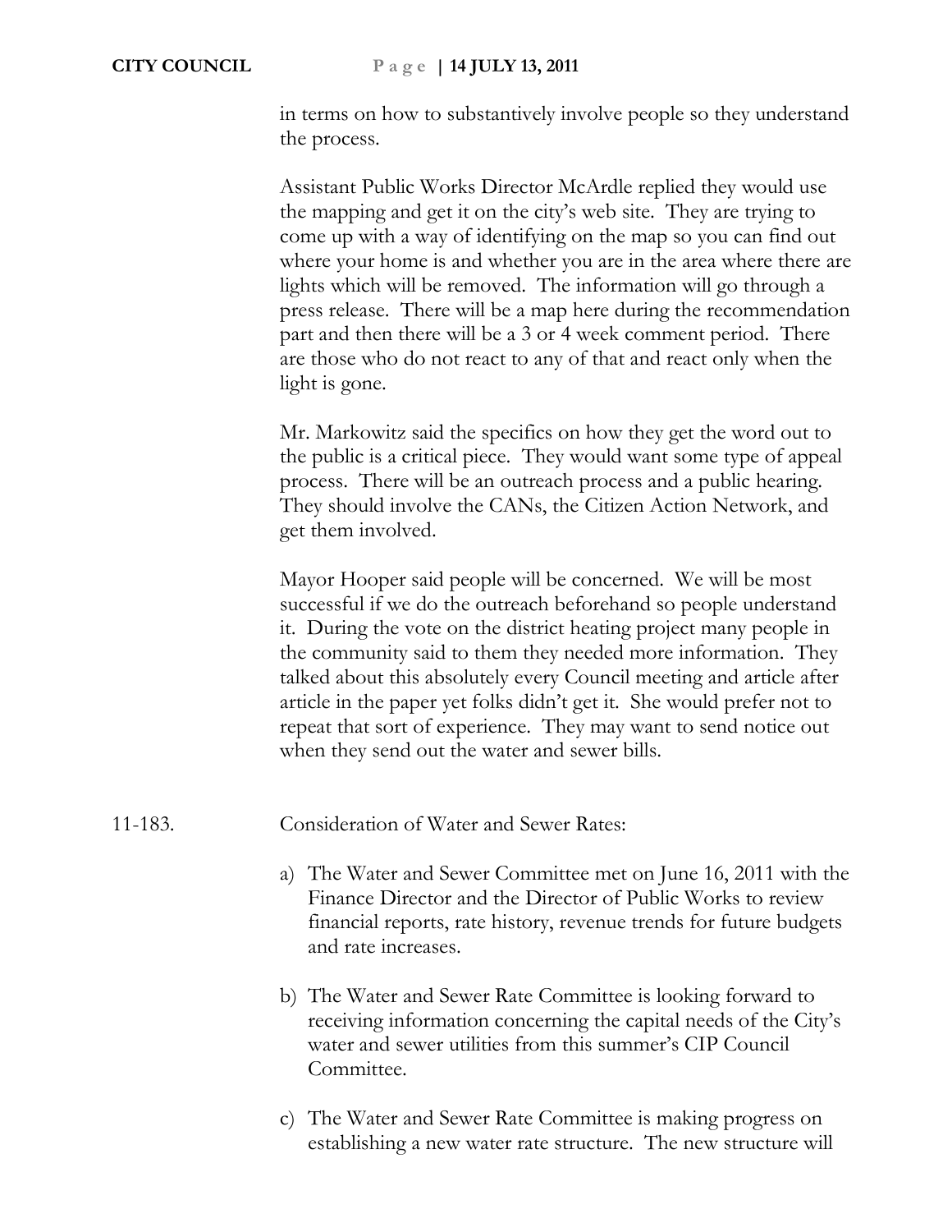in terms on how to substantively involve people so they understand the process.

Assistant Public Works Director McArdle replied they would use the mapping and get it on the city's web site. They are trying to come up with a way of identifying on the map so you can find out where your home is and whether you are in the area where there are lights which will be removed. The information will go through a press release. There will be a map here during the recommendation part and then there will be a 3 or 4 week comment period. There are those who do not react to any of that and react only when the light is gone.

Mr. Markowitz said the specifics on how they get the word out to the public is a critical piece. They would want some type of appeal process. There will be an outreach process and a public hearing. They should involve the CANs, the Citizen Action Network, and get them involved.

Mayor Hooper said people will be concerned. We will be most successful if we do the outreach beforehand so people understand it. During the vote on the district heating project many people in the community said to them they needed more information. They talked about this absolutely every Council meeting and article after article in the paper yet folks didn't get it. She would prefer not to repeat that sort of experience. They may want to send notice out when they send out the water and sewer bills.

11-183. Consideration of Water and Sewer Rates:

a) The Water and Sewer Committee met on June 16, 2011 with the Finance Director and the Director of Public Works to review financial reports, rate history, revenue trends for future budgets and rate increases.

b) The Water and Sewer Rate Committee is looking forward to receiving information concerning the capital needs of the City's water and sewer utilities from this summer's CIP Council Committee.

c) The Water and Sewer Rate Committee is making progress on establishing a new water rate structure. The new structure will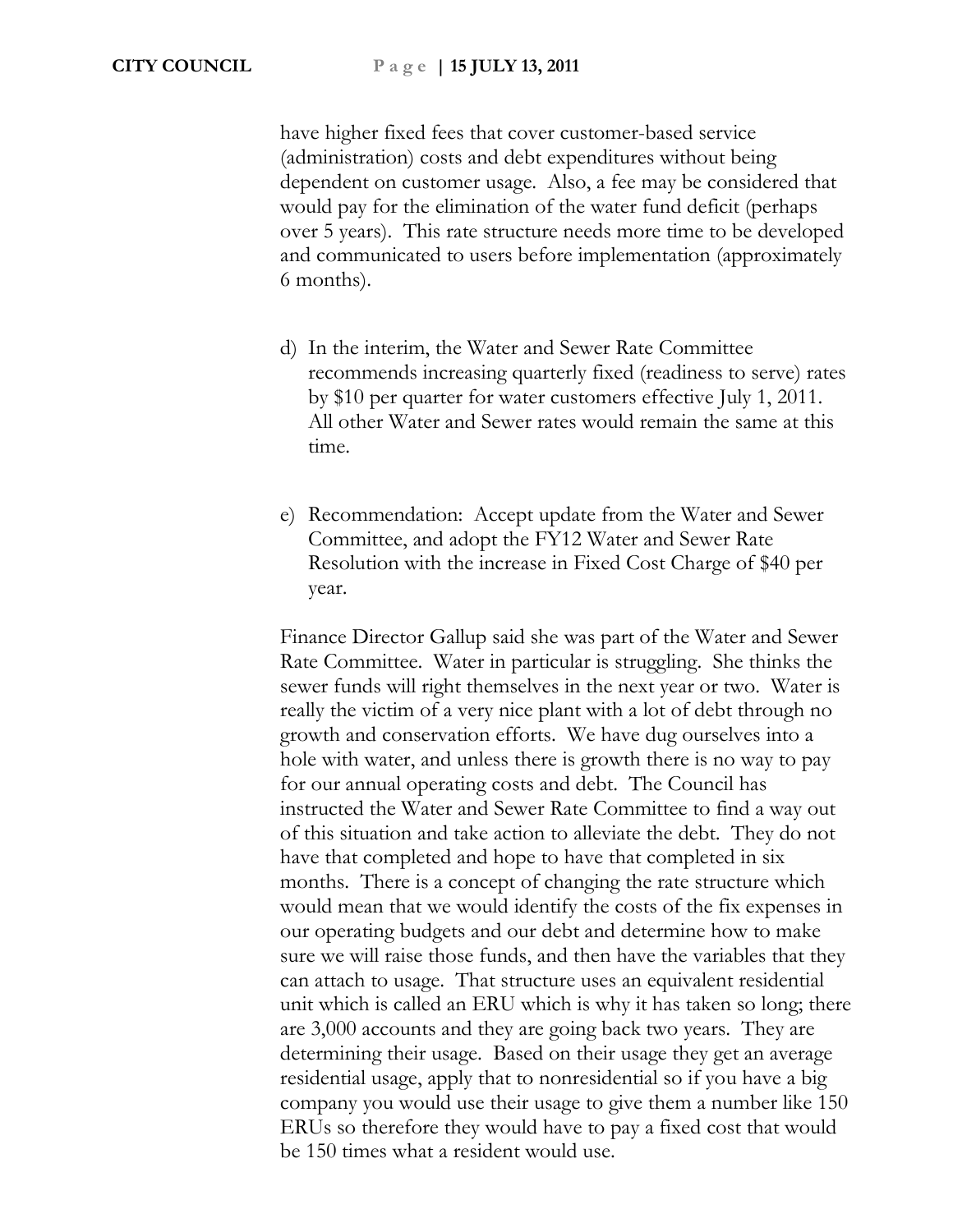have higher fixed fees that cover customer-based service (administration) costs and debt expenditures without being dependent on customer usage. Also, a fee may be considered that would pay for the elimination of the water fund deficit (perhaps over 5 years). This rate structure needs more time to be developed and communicated to users before implementation (approximately 6 months).

d) In the interim, the Water and Sewer Rate Committee recommends increasing quarterly fixed (readiness to serve) rates by $10 per quarter for water customers effective July 1, 2011. All other Water and Sewer rates would remain the same at this time.

e) Recommendation: Accept update from the Water and Sewer Committee, and adopt the FY12 Water and Sewer Rate Resolution with the increase in Fixed Cost Charge of $40 per year.

Finance Director Gallup said she was part of the Water and Sewer Rate Committee. Water in particular is struggling. She thinks the sewer funds will right themselves in the next year or two. Water is really the victim of a very nice plant with a lot of debt through no growth and conservation efforts. We have dug ourselves into a hole with water, and unless there is growth there is no way to pay for our annual operating costs and debt. The Council has instructed the Water and Sewer Rate Committee to find a way out of this situation and take action to alleviate the debt. They do not have that completed and hope to have that completed in six months. There is a concept of changing the rate structure which would mean that we would identify the costs of the fix expenses in our operating budgets and our debt and determine how to make sure we will raise those funds, and then have the variables that they can attach to usage. That structure uses an equivalent residential unit which is called an ERU which is why it has taken so long; there are 3,000 accounts and they are going back two years. They are determining their usage. Based on their usage they get an average residential usage, apply that to nonresidential so if you have a big company you would use their usage to give them a number like 150 ERUs so therefore they would have to pay a fixed cost that would be 150 times what a resident would use.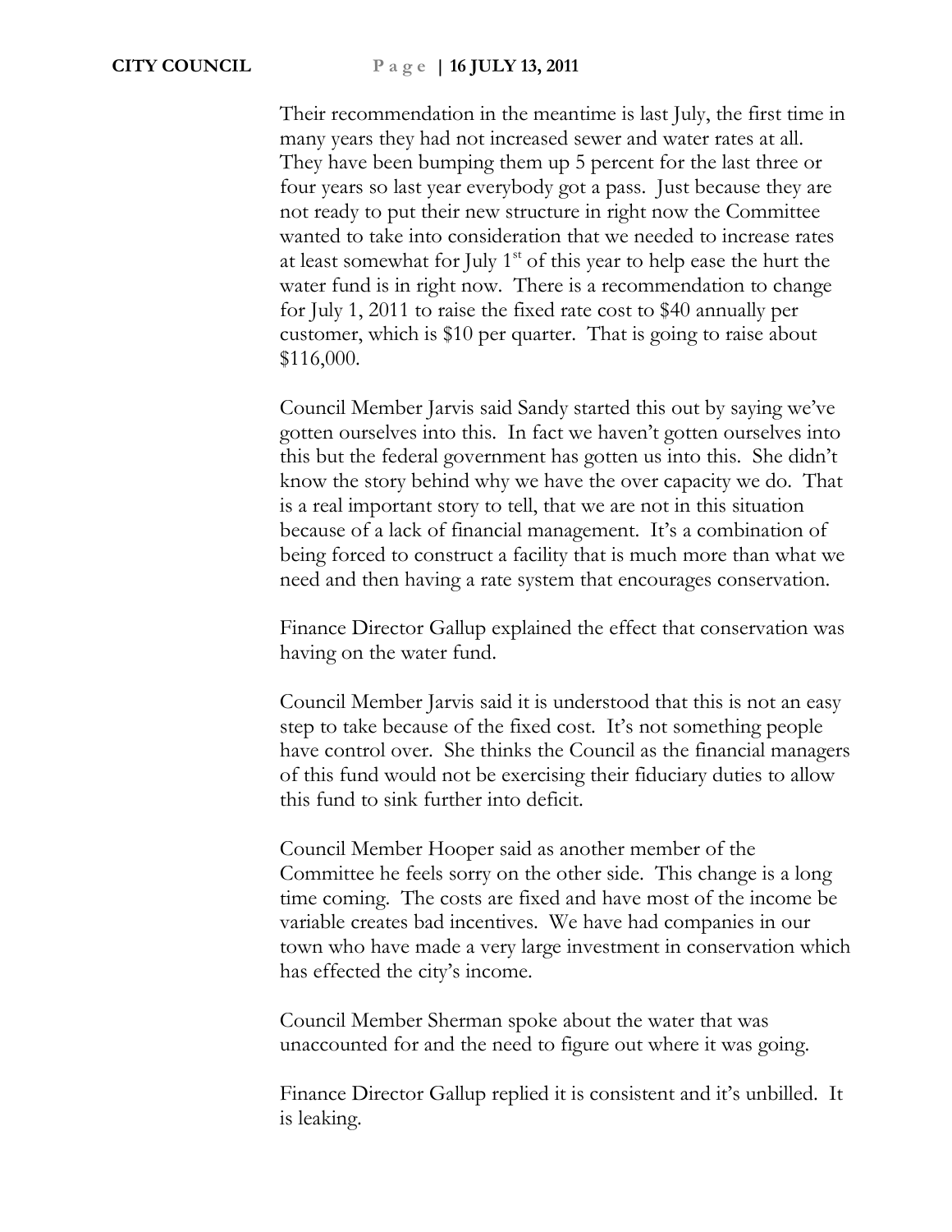Their recommendation in the meantime is last July, the first time in many years they had not increased sewer and water rates at all. They have been bumping them up 5 percent for the last three or four years so last year everybody got a pass. Just because they are not ready to put their new structure in right now the Committee wanted to take into consideration that we needed to increase rates at least somewhat for July 1st of this year to help ease the hurt the water fund is in right now. There is a recommendation to change for July 1, 2011 to raise the fixed rate cost to $40 annually per customer, which is $10 per quarter. That is going to raise about $116,000.

Council Member Jarvis said Sandy started this out by saying we've gotten ourselves into this. In fact we haven't gotten ourselves into this but the federal government has gotten us into this. She didn't know the story behind why we have the over capacity we do. That is a real important story to tell, that we are not in this situation because of a lack of financial management. It's a combination of being forced to construct a facility that is much more than what we need and then having a rate system that encourages conservation.

Finance Director Gallup explained the effect that conservation was having on the water fund.

Council Member Jarvis said it is understood that this is not an easy step to take because of the fixed cost. It's not something people have control over. She thinks the Council as the financial managers of this fund would not be exercising their fiduciary duties to allow this fund to sink further into deficit.

Council Member Hooper said as another member of the Committee he feels sorry on the other side. This change is a long time coming. The costs are fixed and have most of the income be variable creates bad incentives. We have had companies in our town who have made a very large investment in conservation which has effected the city's income.

Council Member Sherman spoke about the water that was unaccounted for and the need to figure out where it was going.

Finance Director Gallup replied it is consistent and it's unbilled. It is leaking.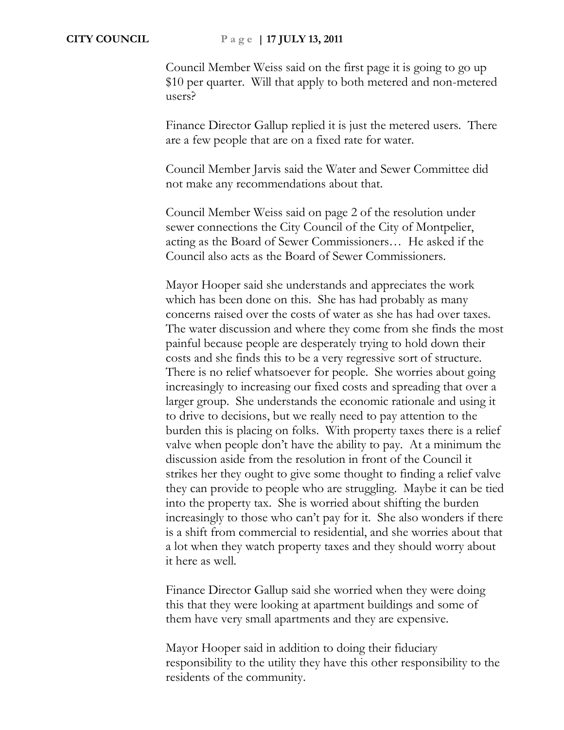Council Member Weiss said on the first page it is going to go up $10 per quarter. Will that apply to both metered and non-metered users?

Finance Director Gallup replied it is just the metered users. There are a few people that are on a fixed rate for water.

Council Member Jarvis said the Water and Sewer Committee did not make any recommendations about that.

Council Member Weiss said on page 2 of the resolution under sewer connections the City Council of the City of Montpelier, acting as the Board of Sewer Commissioners… He asked if the Council also acts as the Board of Sewer Commissioners.

Mayor Hooper said she understands and appreciates the work which has been done on this. She has had probably as many concerns raised over the costs of water as she has had over taxes. The water discussion and where they come from she finds the most painful because people are desperately trying to hold down their costs and she finds this to be a very regressive sort of structure. There is no relief whatsoever for people. She worries about going increasingly to increasing our fixed costs and spreading that over a larger group. She understands the economic rationale and using it to drive to decisions, but we really need to pay attention to the burden this is placing on folks. With property taxes there is a relief valve when people don't have the ability to pay. At a minimum the discussion aside from the resolution in front of the Council it strikes her they ought to give some thought to finding a relief valve they can provide to people who are struggling. Maybe it can be tied into the property tax. She is worried about shifting the burden increasingly to those who can't pay for it. She also wonders if there is a shift from commercial to residential, and she worries about that a lot when they watch property taxes and they should worry about it here as well.

Finance Director Gallup said she worried when they were doing this that they were looking at apartment buildings and some of them have very small apartments and they are expensive.

Mayor Hooper said in addition to doing their fiduciary responsibility to the utility they have this other responsibility to the residents of the community.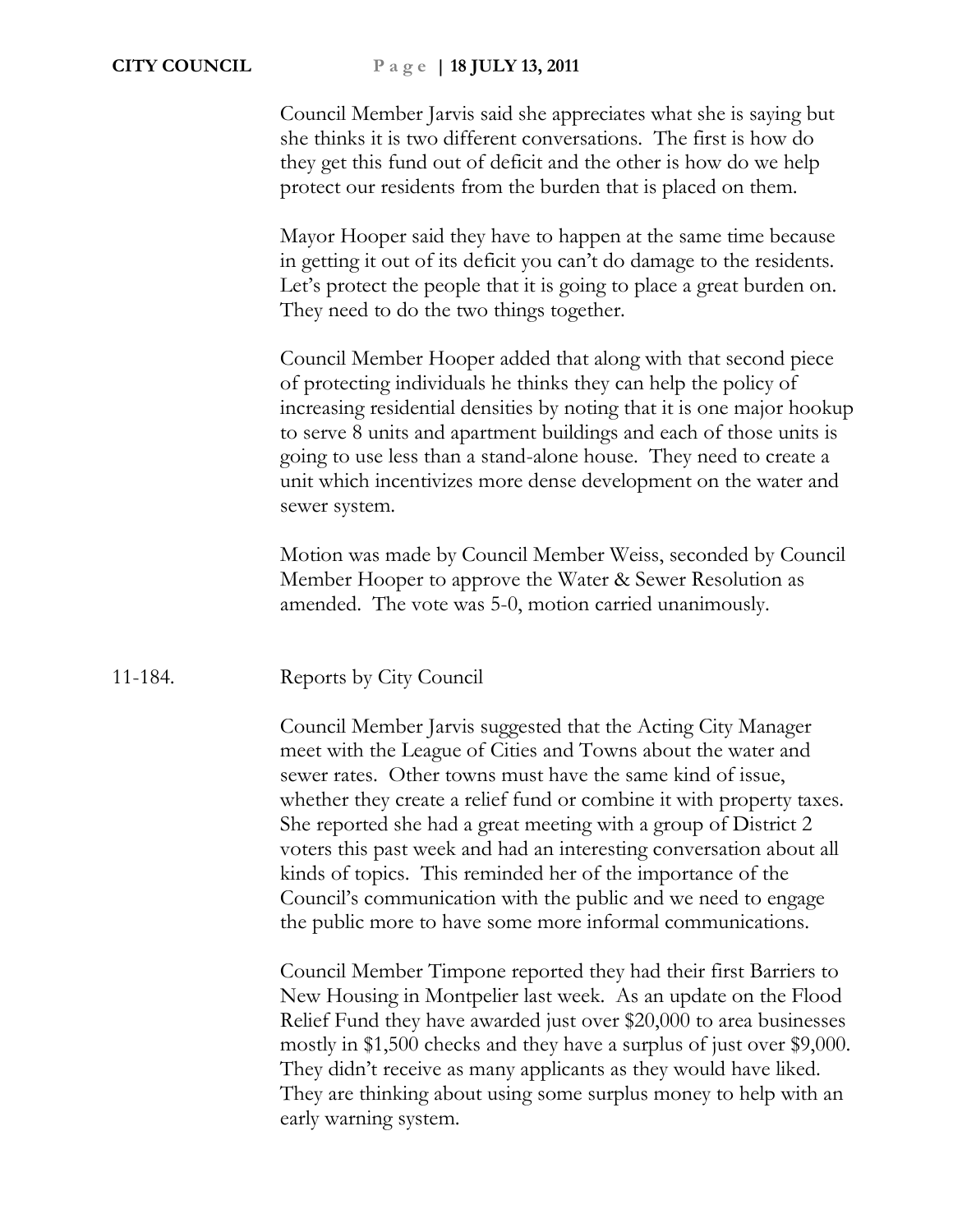Council Member Jarvis said she appreciates what she is saying but she thinks it is two different conversations. The first is how do they get this fund out of deficit and the other is how do we help protect our residents from the burden that is placed on them.

Mayor Hooper said they have to happen at the same time because in getting it out of its deficit you can't do damage to the residents. Let's protect the people that it is going to place a great burden on. They need to do the two things together.

Council Member Hooper added that along with that second piece of protecting individuals he thinks they can help the policy of increasing residential densities by noting that it is one major hookup to serve 8 units and apartment buildings and each of those units is going to use less than a stand-alone house. They need to create a unit which incentivizes more dense development on the water and sewer system.

Motion was made by Council Member Weiss, seconded by Council Member Hooper to approve the Water & Sewer Resolution as amended. The vote was 5-0, motion carried unanimously.

11-184. Reports by City Council

Council Member Jarvis suggested that the Acting City Manager meet with the League of Cities and Towns about the water and sewer rates. Other towns must have the same kind of issue, whether they create a relief fund or combine it with property taxes. She reported she had a great meeting with a group of District 2 voters this past week and had an interesting conversation about all kinds of topics. This reminded her of the importance of the Council's communication with the public and we need to engage the public more to have some more informal communications.

Council Member Timpone reported they had their first Barriers to New Housing in Montpelier last week. As an update on the Flood Relief Fund they have awarded just over $20,000 to area businesses mostly in $1,500 checks and they have a surplus of just over $9,000. They didn't receive as many applicants as they would have liked. They are thinking about using some surplus money to help with an early warning system.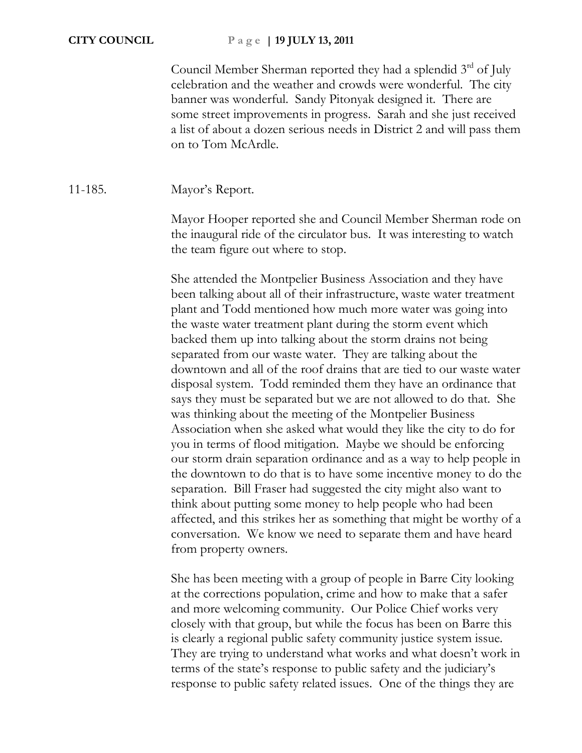Council Member Sherman reported they had a splendid 3rd of July celebration and the weather and crowds were wonderful. The city banner was wonderful. Sandy Pitonyak designed it. There are some street improvements in progress. Sarah and she just received a list of about a dozen serious needs in District 2 and will pass them on to Tom McArdle.

11-185. Mayor's Report.

Mayor Hooper reported she and Council Member Sherman rode on the inaugural ride of the circulator bus. It was interesting to watch the team figure out where to stop.

She attended the Montpelier Business Association and they have been talking about all of their infrastructure, waste water treatment plant and Todd mentioned how much more water was going into the waste water treatment plant during the storm event which backed them up into talking about the storm drains not being separated from our waste water. They are talking about the downtown and all of the roof drains that are tied to our waste water disposal system. Todd reminded them they have an ordinance that says they must be separated but we are not allowed to do that. She was thinking about the meeting of the Montpelier Business Association when she asked what would they like the city to do for you in terms of flood mitigation. Maybe we should be enforcing our storm drain separation ordinance and as a way to help people in the downtown to do that is to have some incentive money to do the separation. Bill Fraser had suggested the city might also want to think about putting some money to help people who had been affected, and this strikes her as something that might be worthy of a conversation. We know we need to separate them and have heard from property owners.

She has been meeting with a group of people in Barre City looking at the corrections population, crime and how to make that a safer and more welcoming community. Our Police Chief works very closely with that group, but while the focus has been on Barre this is clearly a regional public safety community justice system issue. They are trying to understand what works and what doesn't work in terms of the state's response to public safety and the judiciary's response to public safety related issues. One of the things they are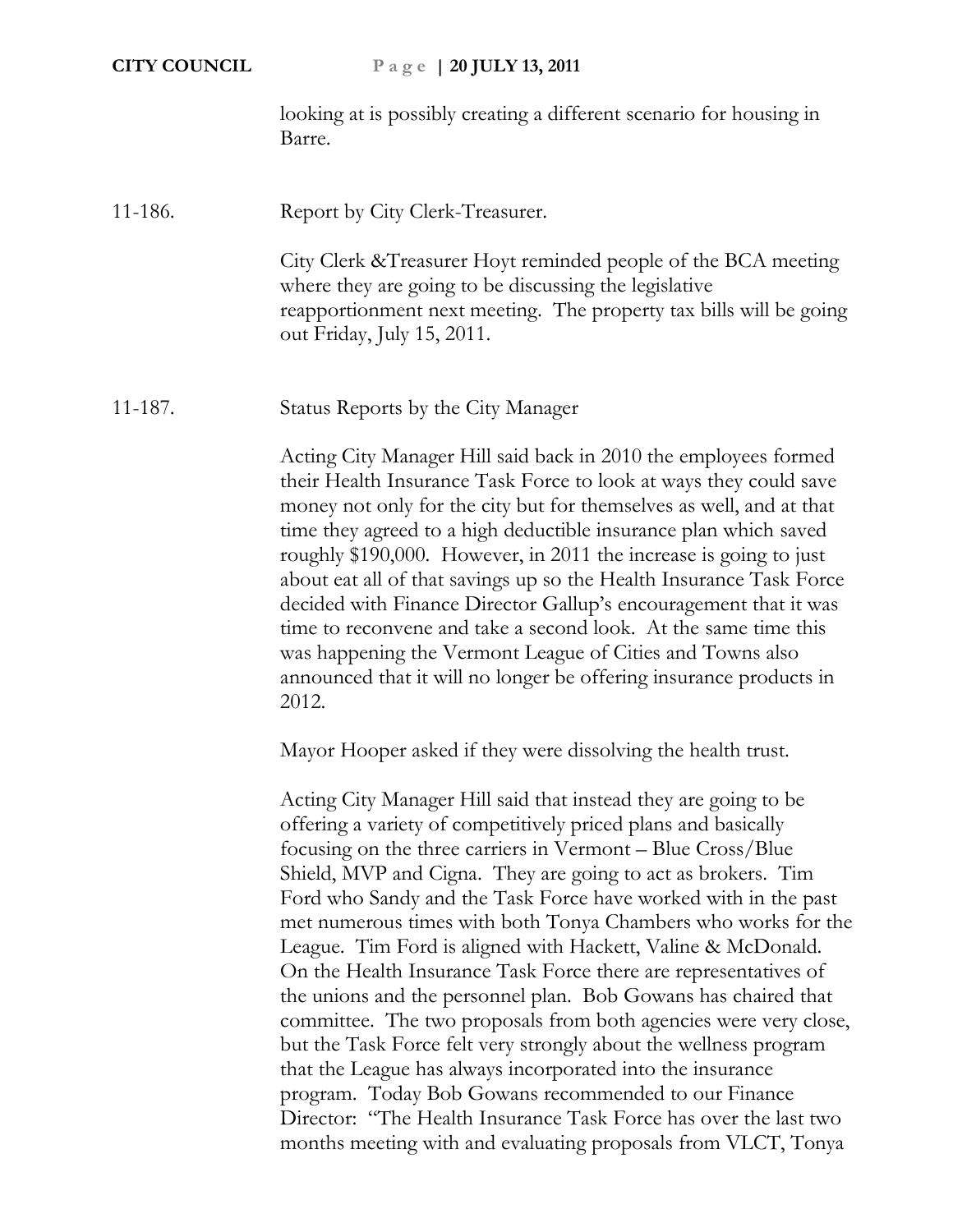looking at is possibly creating a different scenario for housing in Barre.

11-186. Report by City Clerk-Treasurer.

City Clerk &Treasurer Hoyt reminded people of the BCA meeting where they are going to be discussing the legislative reapportionment next meeting. The property tax bills will be going out Friday, July 15, 2011.

11-187. Status Reports by the City Manager

Acting City Manager Hill said back in 2010 the employees formed their Health Insurance Task Force to look at ways they could save money not only for the city but for themselves as well, and at that time they agreed to a high deductible insurance plan which saved roughly $190,000. However, in 2011 the increase is going to just about eat all of that savings up so the Health Insurance Task Force decided with Finance Director Gallup's encouragement that it was time to reconvene and take a second look. At the same time this was happening the Vermont League of Cities and Towns also announced that it will no longer be offering insurance products in 2012.

Mayor Hooper asked if they were dissolving the health trust.

Acting City Manager Hill said that instead they are going to be offering a variety of competitively priced plans and basically focusing on the three carriers in Vermont – Blue Cross/Blue Shield, MVP and Cigna. They are going to act as brokers. Tim Ford who Sandy and the Task Force have worked with in the past met numerous times with both Tonya Chambers who works for the League. Tim Ford is aligned with Hackett, Valine & McDonald. On the Health Insurance Task Force there are representatives of the unions and the personnel plan. Bob Gowans has chaired that committee. The two proposals from both agencies were very close, but the Task Force felt very strongly about the wellness program that the League has always incorporated into the insurance program. Today Bob Gowans recommended to our Finance Director: "The Health Insurance Task Force has over the last two months meeting with and evaluating proposals from VLCT, Tonya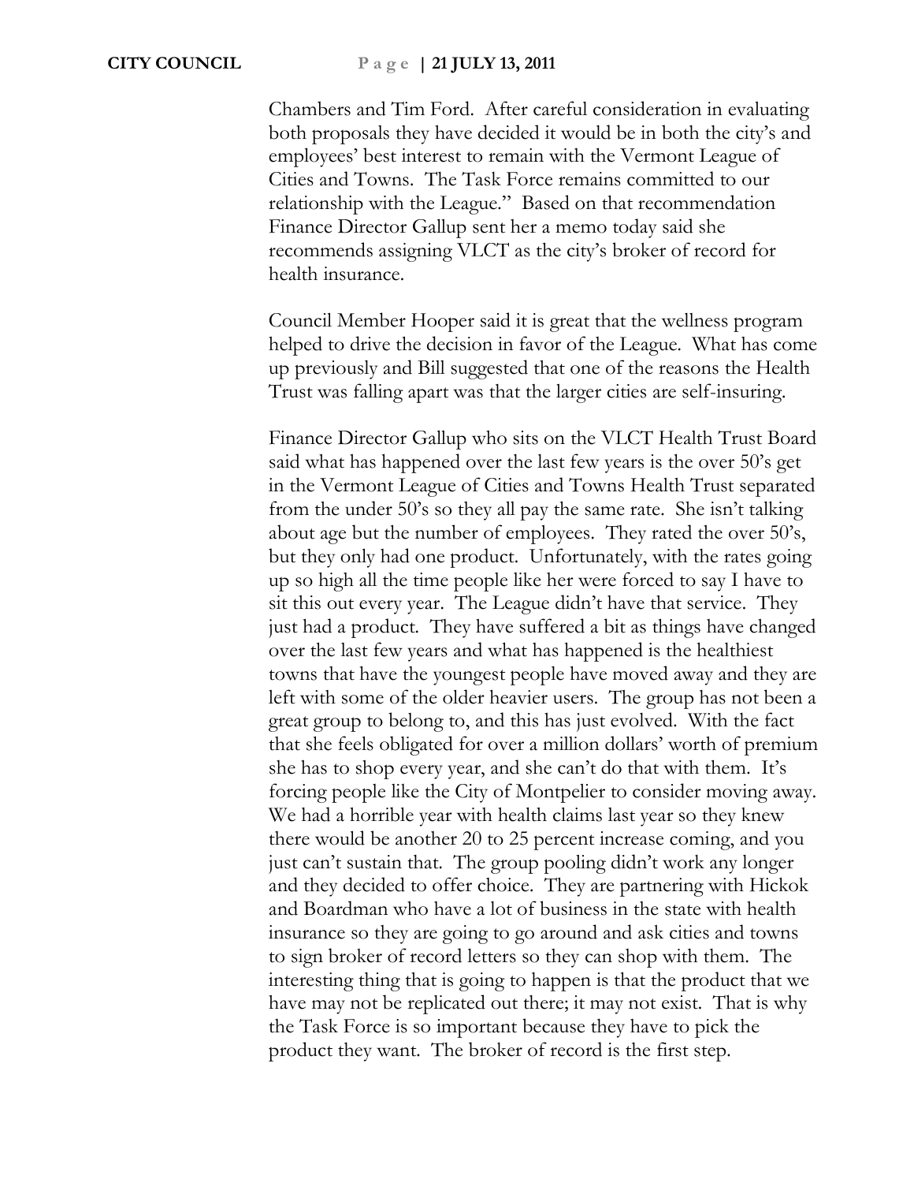Chambers and Tim Ford. After careful consideration in evaluating both proposals they have decided it would be in both the city's and employees' best interest to remain with the Vermont League of Cities and Towns. The Task Force remains committed to our relationship with the League." Based on that recommendation Finance Director Gallup sent her a memo today said she recommends assigning VLCT as the city's broker of record for health insurance.

Council Member Hooper said it is great that the wellness program helped to drive the decision in favor of the League. What has come up previously and Bill suggested that one of the reasons the Health Trust was falling apart was that the larger cities are self-insuring.

Finance Director Gallup who sits on the VLCT Health Trust Board said what has happened over the last few years is the over 50's get in the Vermont League of Cities and Towns Health Trust separated from the under 50's so they all pay the same rate. She isn't talking about age but the number of employees. They rated the over 50's, but they only had one product. Unfortunately, with the rates going up so high all the time people like her were forced to say I have to sit this out every year. The League didn't have that service. They just had a product. They have suffered a bit as things have changed over the last few years and what has happened is the healthiest towns that have the youngest people have moved away and they are left with some of the older heavier users. The group has not been a great group to belong to, and this has just evolved. With the fact that she feels obligated for over a million dollars' worth of premium she has to shop every year, and she can't do that with them. It's forcing people like the City of Montpelier to consider moving away. We had a horrible year with health claims last year so they knew there would be another 20 to 25 percent increase coming, and you just can't sustain that. The group pooling didn't work any longer and they decided to offer choice. They are partnering with Hickok and Boardman who have a lot of business in the state with health insurance so they are going to go around and ask cities and towns to sign broker of record letters so they can shop with them. The interesting thing that is going to happen is that the product that we have may not be replicated out there; it may not exist. That is why the Task Force is so important because they have to pick the product they want. The broker of record is the first step.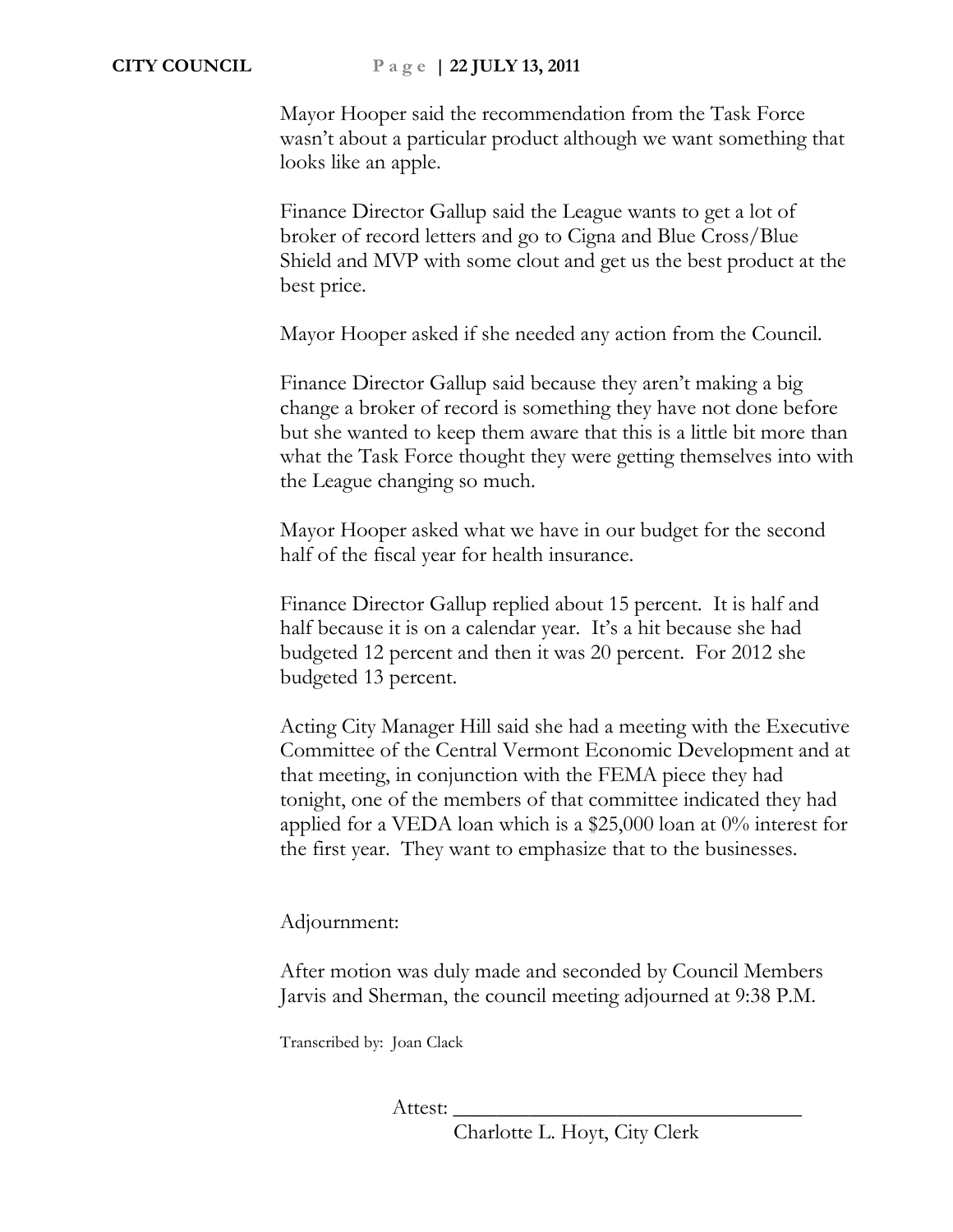Mayor Hooper said the recommendation from the Task Force wasn't about a particular product although we want something that looks like an apple.

Finance Director Gallup said the League wants to get a lot of broker of record letters and go to Cigna and Blue Cross/Blue Shield and MVP with some clout and get us the best product at the best price.

Mayor Hooper asked if she needed any action from the Council.

Finance Director Gallup said because they aren't making a big change a broker of record is something they have not done before but she wanted to keep them aware that this is a little bit more than what the Task Force thought they were getting themselves into with the League changing so much.

Mayor Hooper asked what we have in our budget for the second half of the fiscal year for health insurance.

Finance Director Gallup replied about 15 percent. It is half and half because it is on a calendar year. It's a hit because she had budgeted 12 percent and then it was 20 percent. For 2012 she budgeted 13 percent.

Acting City Manager Hill said she had a meeting with the Executive Committee of the Central Vermont Economic Development and at that meeting, in conjunction with the FEMA piece they had tonight, one of the members of that committee indicated they had applied for a VEDA loan which is a $25,000 loan at 0% interest for the first year. They want to emphasize that to the businesses.

Adjournment:

After motion was duly made and seconded by Council Members Jarvis and Sherman, the council meeting adjourned at 9:38 P.M.

Transcribed by: Joan Clack

Attest: \_\_\_\_\_\_\_\_\_\_\_\_\_\_\_\_\_\_\_\_\_\_\_\_\_\_\_\_\_\_\_\_

Charlotte L. Hoyt, City Clerk